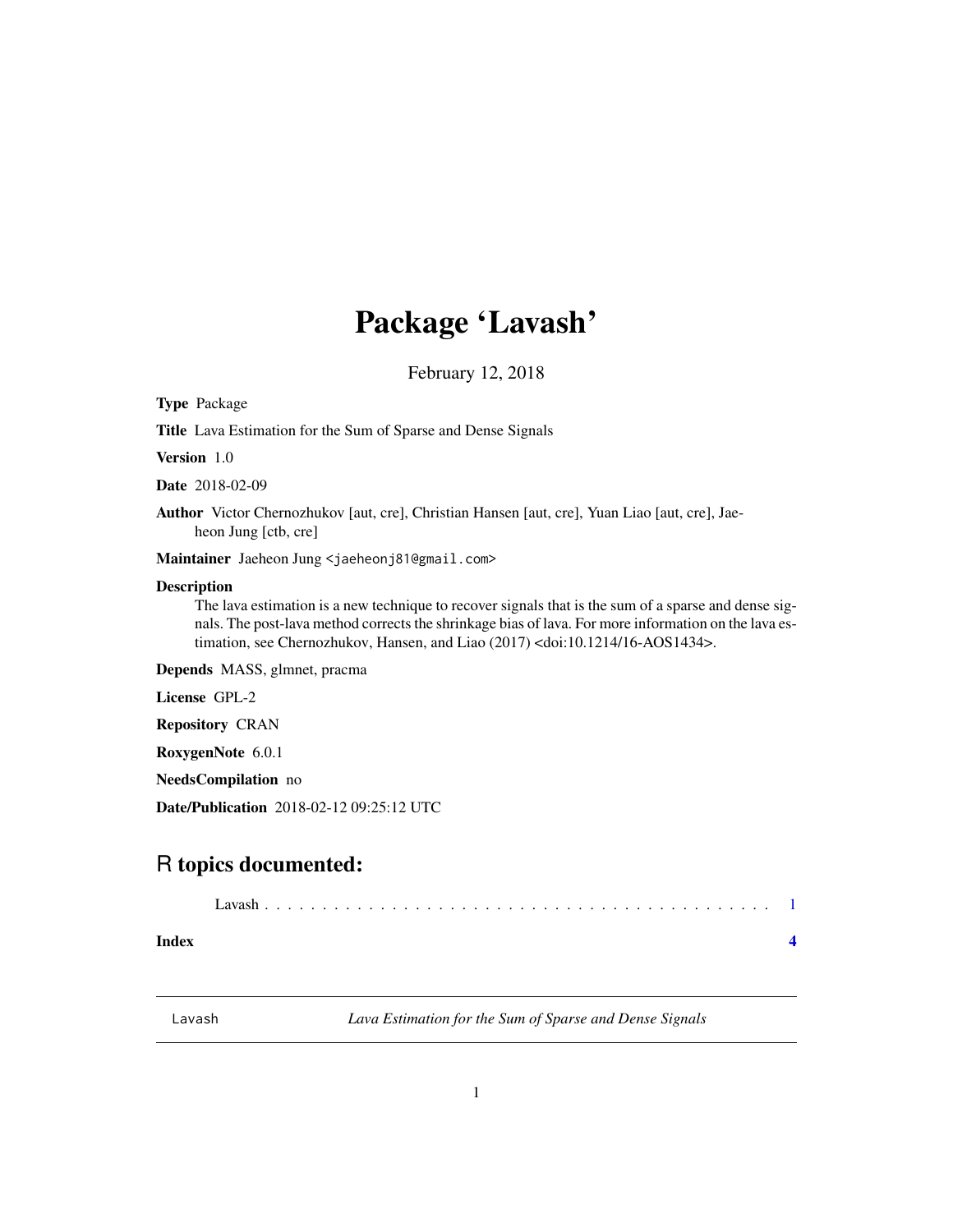# Package 'Lavash'

February 12, 2018

**Type** Package

**Title** Lava Estimation for the Sum of Sparse and Dense Signals

**Version** 1.0

**Date** 2018-02-09

**Author** Victor Chernozhukov [aut, cre], Christian Hansen [aut, cre], Yuan Liao [aut, cre], Jaeheon Jung [ctb, cre]

**Maintainer** Jaeheon Jung <jaeheonj81@gmail.com>

**Description**
The lava estimation is a new technique to recover signals that is the sum of a sparse and dense signals. The post-lava method corrects the shrinkage bias of lava. For more information on the lava estimation, see Chernozhukov, Hansen, and Liao (2017) <doi:10.1214/16-AOS1434>.

**Depends** MASS, glmnet, pracma

**License** GPL-2

**Repository** CRAN

**RoxygenNote** 6.0.1

**NeedsCompilation** no

**Date/Publication** 2018-02-12 09:25:12 UTC

## R topics documented:

Lavash . . . . . . . . . . . . . . . . . . . . . . . . . . . . . . . . . . . . . . . . . . . . 1

**Index** **4**

---

Lavash *Lava Estimation for the Sum of Sparse and Dense Signals*

---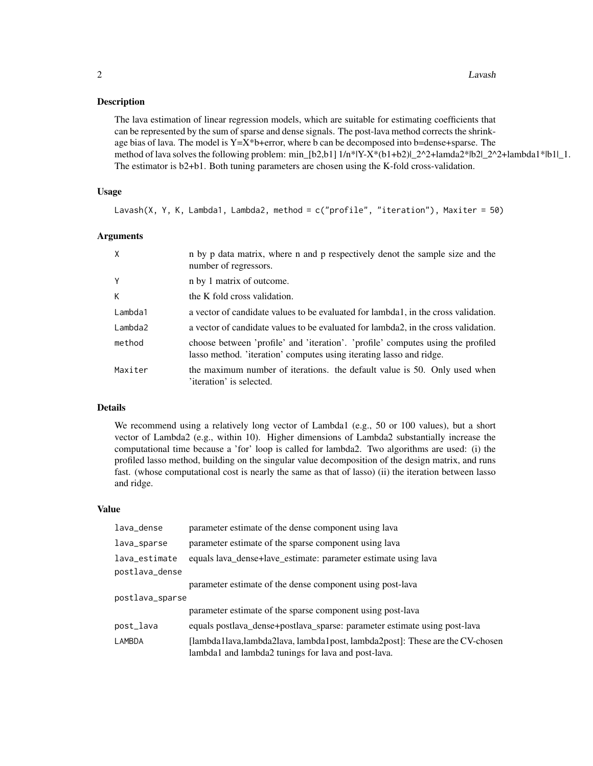## Description

The lava estimation of linear regression models, which are suitable for estimating coefficients that can be represented by the sum of sparse and dense signals. The post-lava method corrects the shrinkage bias of lava. The model is Y=X*b+error, where b can be decomposed into b=dense+sparse. The method of lava solves the following problem: min_[b2,b1] 1/n*|Y-X*(b1+b2)|_2^2+lamda2*|b2|_2^2+lambda1*|b1|_1. The estimator is b2+b1. Both tuning parameters are chosen using the K-fold cross-validation.

## Usage

```
Lavash(X, Y, K, Lambda1, Lambda2, method = c("profile", "iteration"), Maxiter = 50)
```

## Arguments

| | |
|---|---|
| X | n by p data matrix, where n and p respectively denot the sample size and the number of regressors. |
| Y | n by 1 matrix of outcome. |
| K | the K fold cross validation. |
| Lambda1 | a vector of candidate values to be evaluated for lambda1, in the cross validation. |
| Lambda2 | a vector of candidate values to be evaluated for lambda2, in the cross validation. |
| method | choose between 'profile' and 'iteration'. 'profile' computes using the profiled lasso method. 'iteration' computes using iterating lasso and ridge. |
| Maxiter | the maximum number of iterations. the default value is 50. Only used when 'iteration' is selected. |

## Details

We recommend using a relatively long vector of Lambda1 (e.g., 50 or 100 values), but a short vector of Lambda2 (e.g., within 10). Higher dimensions of Lambda2 substantially increase the computational time because a 'for' loop is called for lambda2. Two algorithms are used: (i) the profiled lasso method, building on the singular value decomposition of the design matrix, and runs fast. (whose computational cost is nearly the same as that of lasso) (ii) the iteration between lasso and ridge.

## Value

| | |
|---|---|
| lava_dense | parameter estimate of the dense component using lava |
| lava_sparse | parameter estimate of the sparse component using lava |
| lava_estimate | equals lava_dense+lave_estimate: parameter estimate using lava |
| postlava_dense | parameter estimate of the dense component using post-lava |
| postlava_sparse | parameter estimate of the sparse component using post-lava |
| post_lava | equals postlava_dense+postlava_sparse: parameter estimate using post-lava |
| LAMBDA | [lambda1lava,lambda2lava, lambda1post, lambda2post]: These are the CV-chosen lambda1 and lambda2 tunings for lava and post-lava. |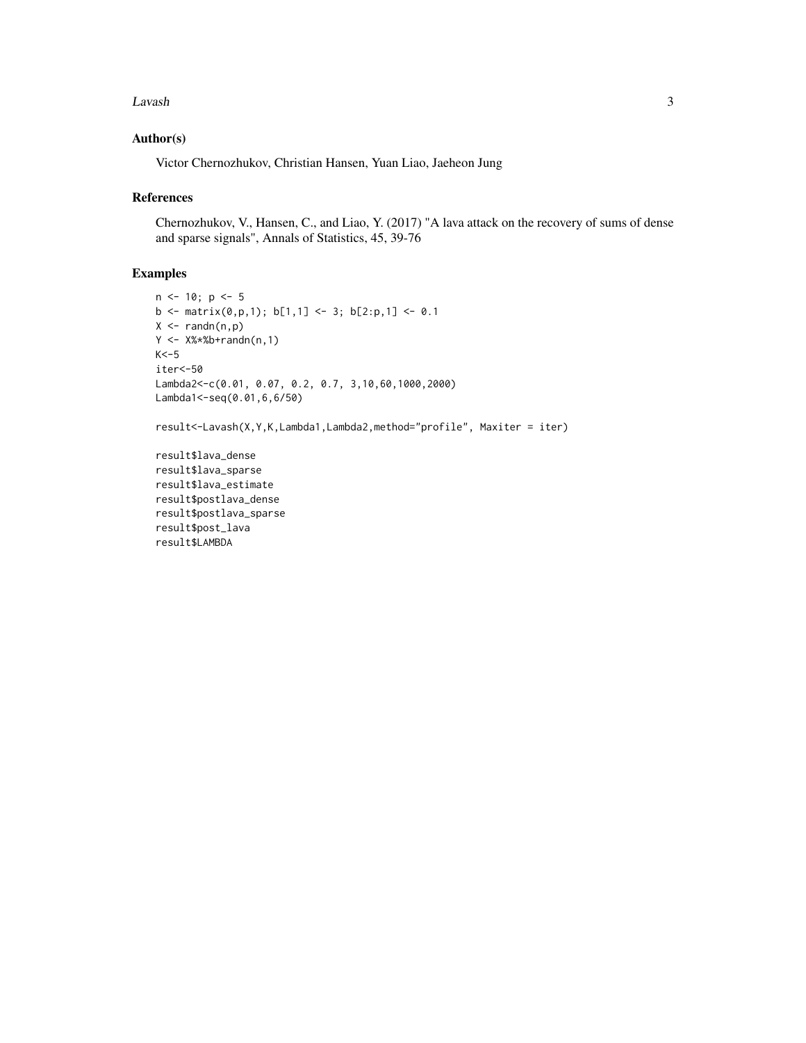## Author(s)

Victor Chernozhukov, Christian Hansen, Yuan Liao, Jaeheon Jung

## References

Chernozhukov, V., Hansen, C., and Liao, Y. (2017) "A lava attack on the recovery of sums of dense and sparse signals", Annals of Statistics, 45, 39-76

## Examples

```
n <- 10; p <- 5
b <- matrix(0,p,1); b[1,1] <- 3; b[2:p,1] <- 0.1
X <- randn(n,p)
Y <- X%*%b+randn(n,1)
K<-5
iter<-50
Lambda2<-c(0.01, 0.07, 0.2, 0.7, 3,10,60,1000,2000)
Lambda1<-seq(0.01,6,6/50)

result<-Lavash(X,Y,K,Lambda1,Lambda2,method="profile", Maxiter = iter)

result$lava_dense
result$lava_sparse
result$lava_estimate
result$postlava_dense
result$postlava_sparse
result$post_lava
result$LAMBDA
```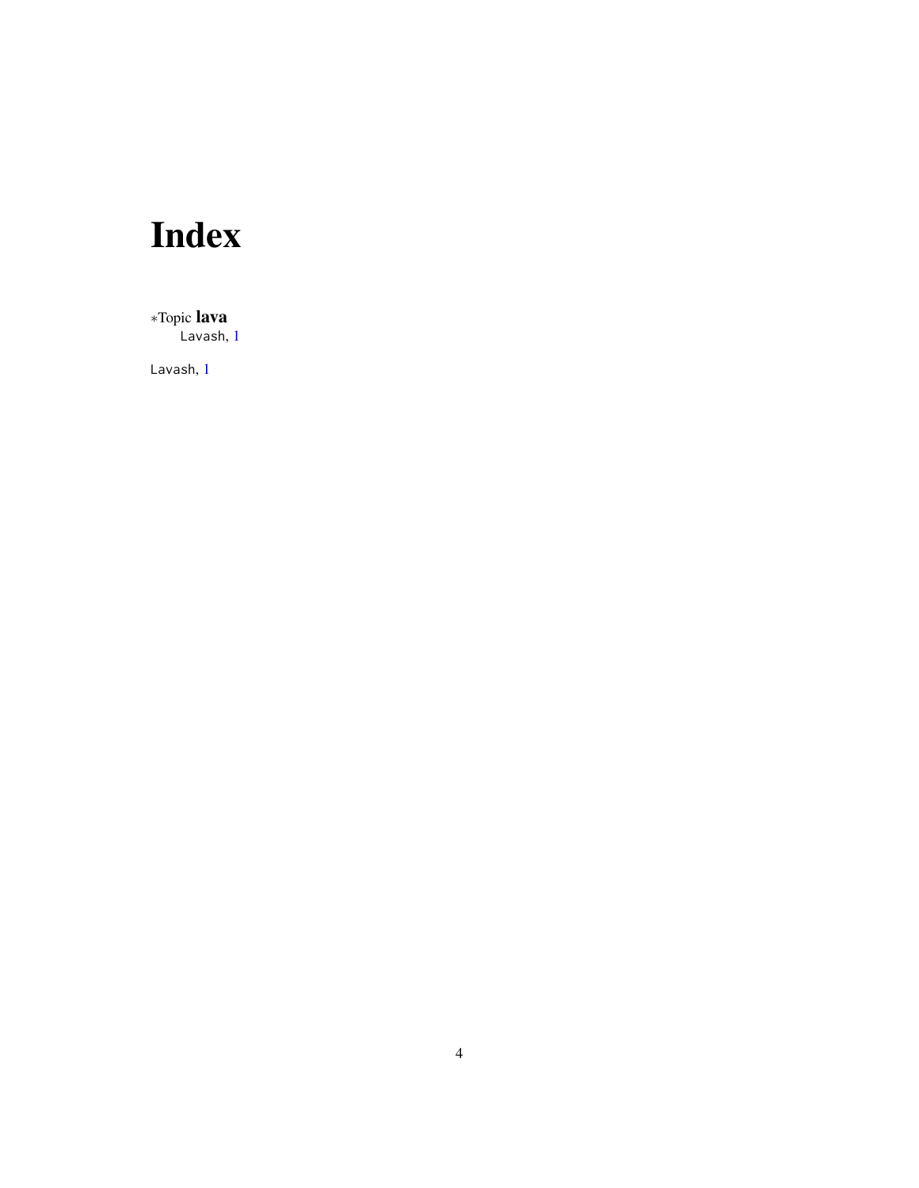# Index

∗Topic **lava**
    Lavash, 1

Lavash, 1